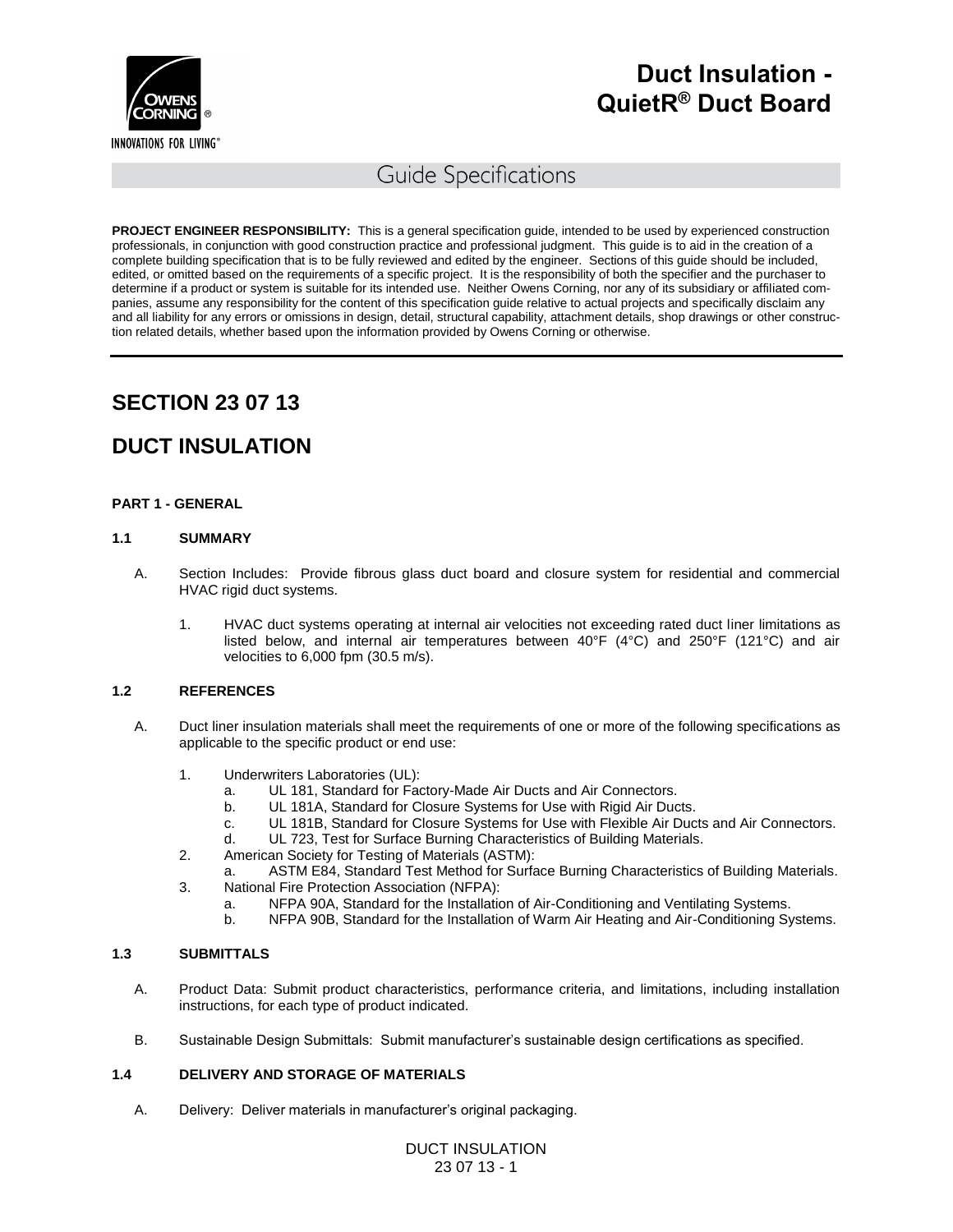# Duct Insulation - QuietR® Duct Board

Guide Specifications

**PROJECT ENGINEER RESPONSIBILITY:** This is a general specification guide, intended to be used by experienced construction professionals, in conjunction with good construction practice and professional judgment. This guide is to aid in the creation of a complete building specification that is to be fully reviewed and edited by the engineer. Sections of this guide should be included, edited, or omitted based on the requirements of a specific project. It is the responsibility of both the specifier and the purchaser to determine if a product or system is suitable for its intended use. Neither Owens Corning, nor any of its subsidiary or affiliated companies, assume any responsibility for the content of this specification guide relative to actual projects and specifically disclaim any and all liability for any errors or omissions in design, detail, structural capability, attachment details, shop drawings or other construction related details, whether based upon the information provided by Owens Corning or otherwise.

## SECTION 23 07 13

## DUCT INSULATION

### PART 1 - GENERAL

#### 1.1 SUMMARY

A. Section Includes: Provide fibrous glass duct board and closure system for residential and commercial HVAC rigid duct systems.

1. HVAC duct systems operating at internal air velocities not exceeding rated duct liner limitations as listed below, and internal air temperatures between 40°F (4°C) and 250°F (121°C) and air velocities to 6,000 fpm (30.5 m/s).

#### 1.2 REFERENCES

A. Duct liner insulation materials shall meet the requirements of one or more of the following specifications as applicable to the specific product or end use:

1. Underwriters Laboratories (UL):
   a. UL 181, Standard for Factory-Made Air Ducts and Air Connectors.
   b. UL 181A, Standard for Closure Systems for Use with Rigid Air Ducts.
   c. UL 181B, Standard for Closure Systems for Use with Flexible Air Ducts and Air Connectors.
   d. UL 723, Test for Surface Burning Characteristics of Building Materials.
2. American Society for Testing of Materials (ASTM):
   a. ASTM E84, Standard Test Method for Surface Burning Characteristics of Building Materials.
3. National Fire Protection Association (NFPA):
   a. NFPA 90A, Standard for the Installation of Air-Conditioning and Ventilating Systems.
   b. NFPA 90B, Standard for the Installation of Warm Air Heating and Air-Conditioning Systems.

#### 1.3 SUBMITTALS

A. Product Data: Submit product characteristics, performance criteria, and limitations, including installation instructions, for each type of product indicated.

B. Sustainable Design Submittals: Submit manufacturer's sustainable design certifications as specified.

#### 1.4 DELIVERY AND STORAGE OF MATERIALS

A. Delivery: Deliver materials in manufacturer's original packaging.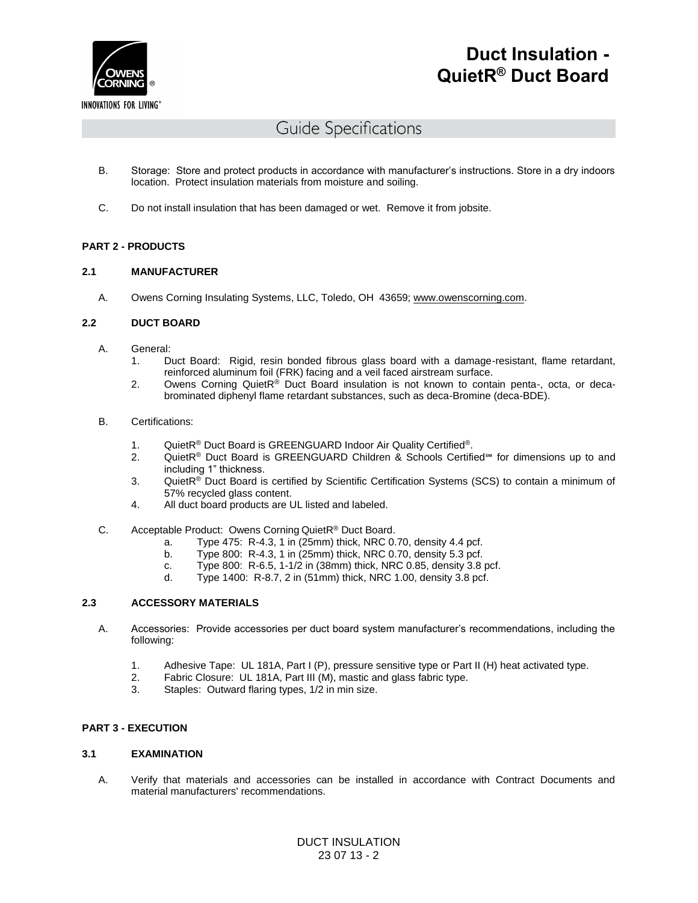B. Storage: Store and protect products in accordance with manufacturer's instructions. Store in a dry indoors location. Protect insulation materials from moisture and soiling.

C. Do not install insulation that has been damaged or wet. Remove it from jobsite.

**PART 2 - PRODUCTS**

**2.1 MANUFACTURER**

A. Owens Corning Insulating Systems, LLC, Toledo, OH 43659; www.owenscorning.com.

**2.2 DUCT BOARD**

A. General:
   1. Duct Board: Rigid, resin bonded fibrous glass board with a damage-resistant, flame retardant, reinforced aluminum foil (FRK) facing and a veil faced airstream surface.
   2. Owens Corning QuietR® Duct Board insulation is not known to contain penta-, octa, or deca-brominated diphenyl flame retardant substances, such as deca-Bromine (deca-BDE).

B. Certifications:

   1. QuietR® Duct Board is GREENGUARD Indoor Air Quality Certified®.
   2. QuietR® Duct Board is GREENGUARD Children & Schools Certified℠ for dimensions up to and including 1" thickness.
   3. QuietR® Duct Board is certified by Scientific Certification Systems (SCS) to contain a minimum of 57% recycled glass content.
   4. All duct board products are UL listed and labeled.

C. Acceptable Product: Owens Corning QuietR® Duct Board.
   a. Type 475: R-4.3, 1 in (25mm) thick, NRC 0.70, density 4.4 pcf.
   b. Type 800: R-4.3, 1 in (25mm) thick, NRC 0.70, density 5.3 pcf.
   c. Type 800: R-6.5, 1-1/2 in (38mm) thick, NRC 0.85, density 3.8 pcf.
   d. Type 1400: R-8.7, 2 in (51mm) thick, NRC 1.00, density 3.8 pcf.

**2.3 ACCESSORY MATERIALS**

A. Accessories: Provide accessories per duct board system manufacturer's recommendations, including the following:

   1. Adhesive Tape: UL 181A, Part I (P), pressure sensitive type or Part II (H) heat activated type.
   2. Fabric Closure: UL 181A, Part III (M), mastic and glass fabric type.
   3. Staples: Outward flaring types, 1/2 in min size.

**PART 3 - EXECUTION**

**3.1 EXAMINATION**

A. Verify that materials and accessories can be installed in accordance with Contract Documents and material manufacturers' recommendations.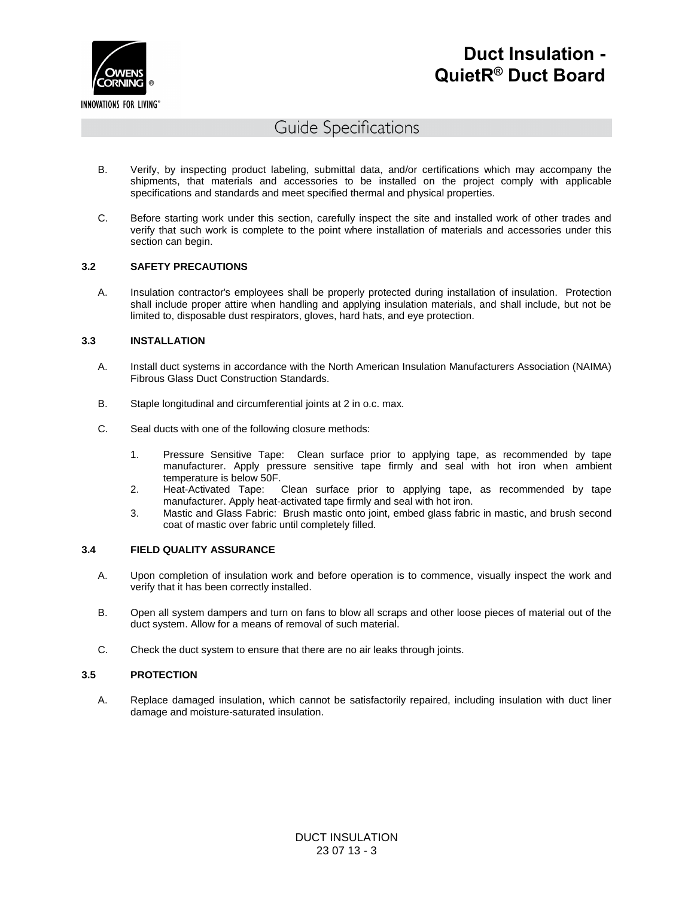B. Verify, by inspecting product labeling, submittal data, and/or certifications which may accompany the shipments, that materials and accessories to be installed on the project comply with applicable specifications and standards and meet specified thermal and physical properties.

C. Before starting work under this section, carefully inspect the site and installed work of other trades and verify that such work is complete to the point where installation of materials and accessories under this section can begin.

### 3.2 SAFETY PRECAUTIONS

A. Insulation contractor's employees shall be properly protected during installation of insulation. Protection shall include proper attire when handling and applying insulation materials, and shall include, but not be limited to, disposable dust respirators, gloves, hard hats, and eye protection.

### 3.3 INSTALLATION

A. Install duct systems in accordance with the North American Insulation Manufacturers Association (NAIMA) Fibrous Glass Duct Construction Standards.

B. Staple longitudinal and circumferential joints at 2 in o.c. max.

C. Seal ducts with one of the following closure methods:

1. Pressure Sensitive Tape: Clean surface prior to applying tape, as recommended by tape manufacturer. Apply pressure sensitive tape firmly and seal with hot iron when ambient temperature is below 50F.
2. Heat-Activated Tape: Clean surface prior to applying tape, as recommended by tape manufacturer. Apply heat-activated tape firmly and seal with hot iron.
3. Mastic and Glass Fabric: Brush mastic onto joint, embed glass fabric in mastic, and brush second coat of mastic over fabric until completely filled.

### 3.4 FIELD QUALITY ASSURANCE

A. Upon completion of insulation work and before operation is to commence, visually inspect the work and verify that it has been correctly installed.

B. Open all system dampers and turn on fans to blow all scraps and other loose pieces of material out of the duct system. Allow for a means of removal of such material.

C. Check the duct system to ensure that there are no air leaks through joints.

### 3.5 PROTECTION

A. Replace damaged insulation, which cannot be satisfactorily repaired, including insulation with duct liner damage and moisture-saturated insulation.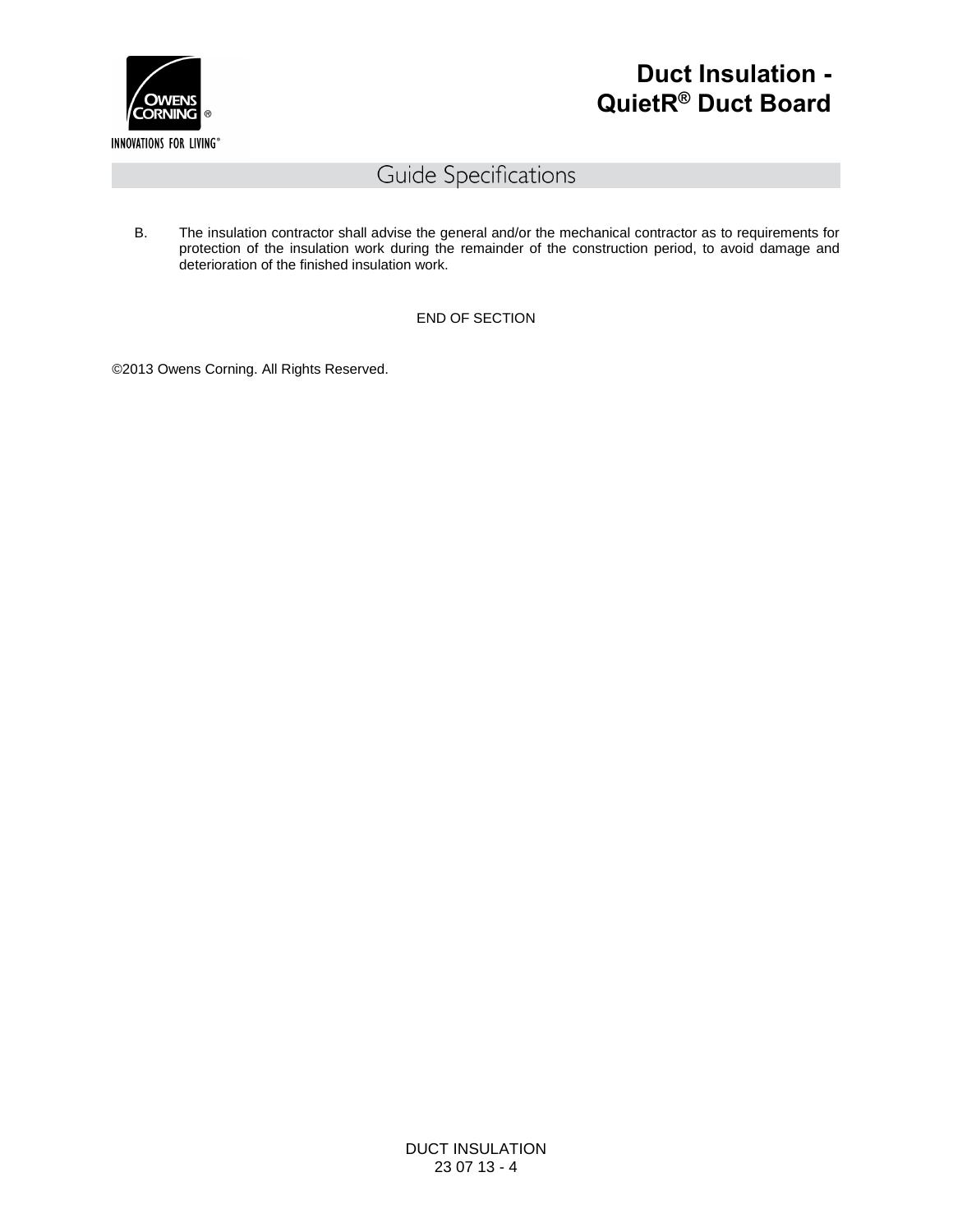B. The insulation contractor shall advise the general and/or the mechanical contractor as to requirements for protection of the insulation work during the remainder of the construction period, to avoid damage and deterioration of the finished insulation work.

END OF SECTION

©2013 Owens Corning. All Rights Reserved.